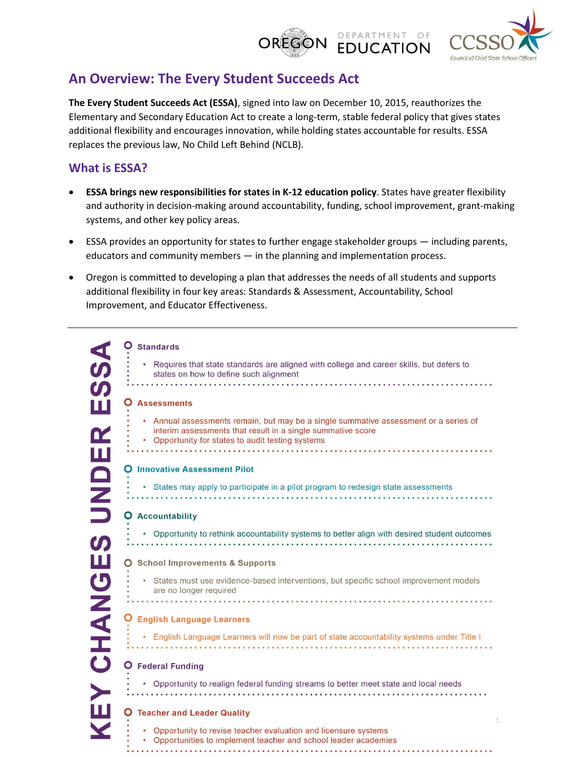# An Overview: The Every Student Succeeds Act

**The Every Student Succeeds Act (ESSA)**, signed into law on December 10, 2015, reauthorizes the Elementary and Secondary Education Act to create a long-term, stable federal policy that gives states additional flexibility and encourages innovation, while holding states accountable for results. ESSA replaces the previous law, No Child Left Behind (NCLB).

## What is ESSA?

- **ESSA brings new responsibilities for states in K-12 education policy**. States have greater flexibility and authority in decision-making around accountability, funding, school improvement, grant-making systems, and other key policy areas.
- ESSA provides an opportunity for states to further engage stakeholder groups — including parents, educators and community members — in the planning and implementation process.
- Oregon is committed to developing a plan that addresses the needs of all students and supports additional flexibility in four key areas: Standards & Assessment, Accountability, School Improvement, and Educator Effectiveness.

---

## KEY CHANGES UNDER ESSA

### Standards

- Requires that state standards are aligned with college and career skills, but defers to states on how to define such alignment

### Assessments

- Annual assessments remain, but may be a single summative assessment or a series of interim assessments that result in a single summative score
- Opportunity for states to audit testing systems

### Innovative Assessment Pilot

- States may apply to participate in a pilot program to redesign state assessments

### Accountability

- Opportunity to rethink accountability systems to better align with desired student outcomes

### School Improvements & Supports

- States must use evidence-based interventions, but specific school improvement models are no longer required

### English Language Learners

- English Language Learners will now be part of state accountability systems under Title I

### Federal Funding

- Opportunity to realign federal funding streams to better meet state and local needs

### Teacher and Leader Quality

- Opportunity to revise teacher evaluation and licensure systems
- Opportunities to implement teacher and school leader academies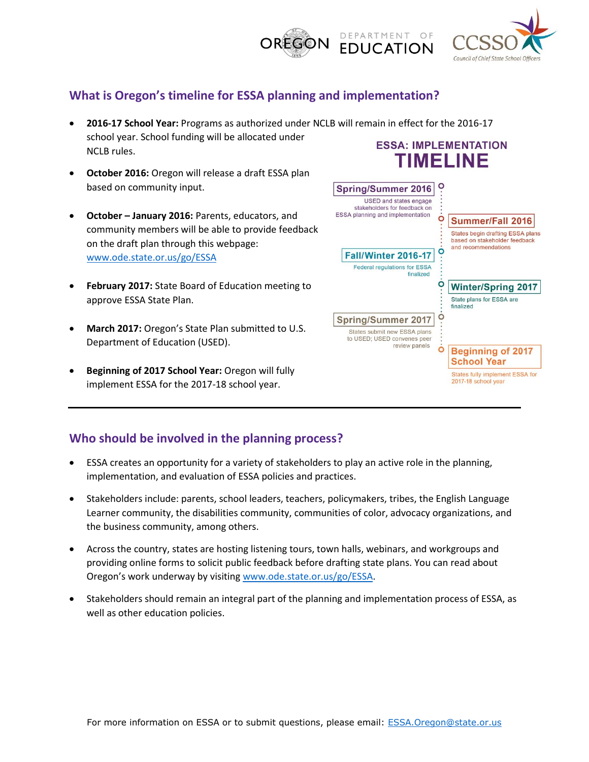## What is Oregon's timeline for ESSA planning and implementation?

- **2016-17 School Year:** Programs as authorized under NCLB will remain in effect for the 2016-17 school year. School funding will be allocated under NCLB rules.
- **October 2016:** Oregon will release a draft ESSA plan based on community input.
- **October – January 2016:** Parents, educators, and community members will be able to provide feedback on the draft plan through this webpage: [www.ode.state.or.us/go/ESSA](www.ode.state.or.us/go/ESSA)
- **February 2017:** State Board of Education meeting to approve ESSA State Plan.
- **March 2017:** Oregon's State Plan submitted to U.S. Department of Education (USED).
- **Beginning of 2017 School Year:** Oregon will fully implement ESSA for the 2017-18 school year.

ESSA: IMPLEMENTATION

TIMELINE

Spring/Summer 2016

USED and states engage stakeholders for feedback on ESSA planning and implementation

Summer/Fall 2016

States begin drafting ESSA plans based on stakeholder feedback and recommendations

Fall/Winter 2016-17

Federal regulations for ESSA finalized

Winter/Spring 2017

State plans for ESSA are finalized

Spring/Summer 2017

States submit new ESSA plans to USED; USED convenes peer review panels

Beginning of 2017 School Year

States fully implement ESSA for 2017-18 school year

## Who should be involved in the planning process?

- ESSA creates an opportunity for a variety of stakeholders to play an active role in the planning, implementation, and evaluation of ESSA policies and practices.
- Stakeholders include: parents, school leaders, teachers, policymakers, tribes, the English Language Learner community, the disabilities community, communities of color, advocacy organizations, and the business community, among others.
- Across the country, states are hosting listening tours, town halls, webinars, and workgroups and providing online forms to solicit public feedback before drafting state plans. You can read about Oregon's work underway by visiting [www.ode.state.or.us/go/ESSA](www.ode.state.or.us/go/ESSA).
- Stakeholders should remain an integral part of the planning and implementation process of ESSA, as well as other education policies.

For more information on ESSA or to submit questions, please email: [ESSA.Oregon@state.or.us](mailto:ESSA.Oregon@state.or.us)